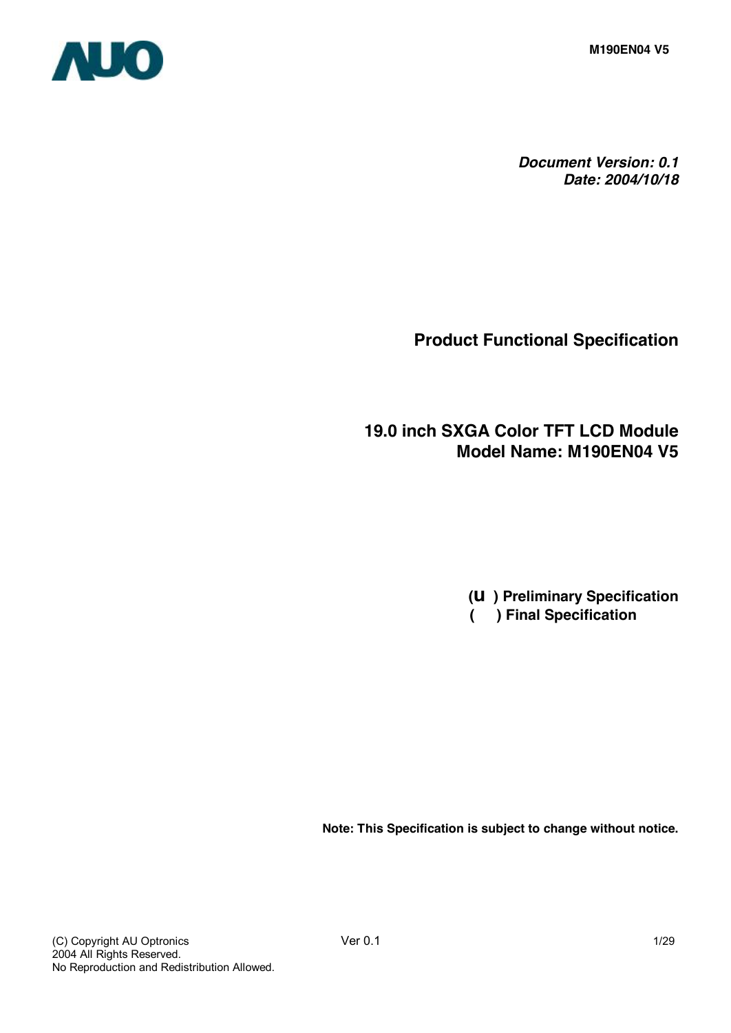*Document Version: 0.1*
*Date: 2004/10/18*

# Product Functional Specification

## 19.0 inch SXGA Color TFT LCD Module
## Model Name: M190EN04 V5

**(u ) Preliminary Specification**
**( ) Final Specification**

**Note: This Specification is subject to change without notice.**

(C) Copyright AU Optronics
2004 All Rights Reserved.
No Reproduction and Redistribution Allowed.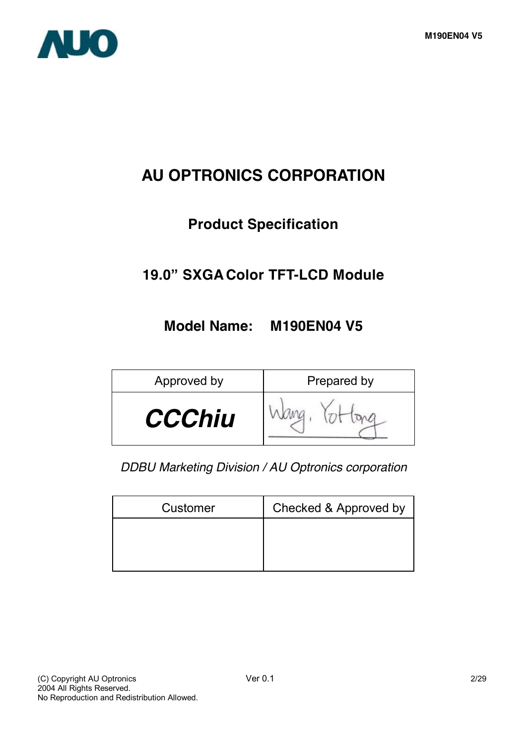# AU OPTRONICS CORPORATION

## Product Specification

## 19.0" SXGA Color TFT-LCD Module

## Model Name: M190EN04 V5

| Approved by | Prepared by |
|---|---|
| ***CCChiu*** | Wang, YotHong |

*DDBU Marketing Division / AU Optronics corporation*

| Customer | Checked & Approved by |
|---|---|
| | |

(C) Copyright AU Optronics
2004 All Rights Reserved.
No Reproduction and Redistribution Allowed.

Ver 0.1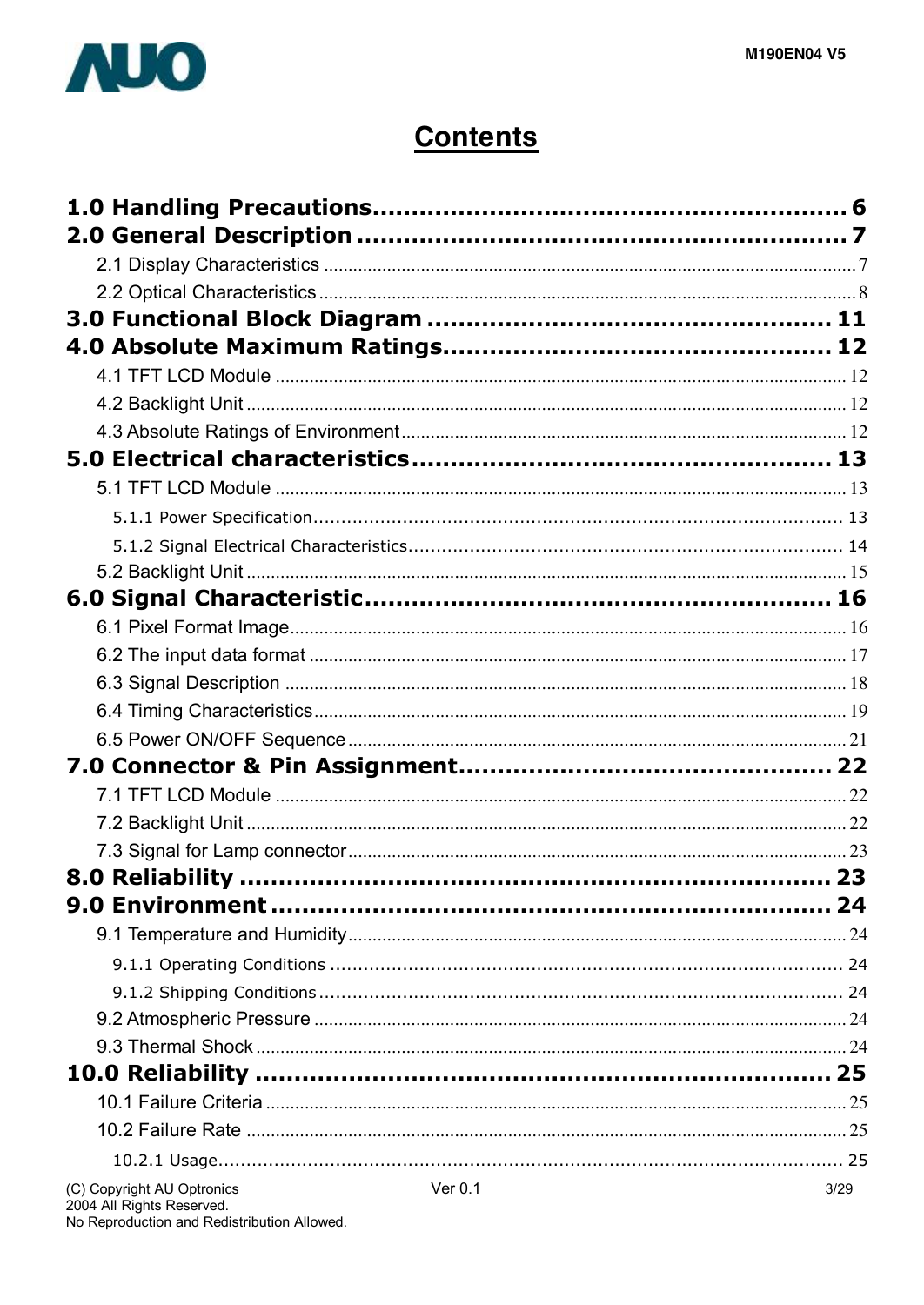# Contents

**1.0 Handling Precautions ........................................................ 6**

**2.0 General Description ........................................................ 7**

2.1 Display Characteristics ........................................................ 7

2.2 Optical Characteristics ........................................................ 8

**3.0 Functional Block Diagram ........................................................ 11**

**4.0 Absolute Maximum Ratings ........................................................ 12**

4.1 TFT LCD Module ........................................................ 12

4.2 Backlight Unit ........................................................ 12

4.3 Absolute Ratings of Environment ........................................................ 12

**5.0 Electrical characteristics ........................................................ 13**

5.1 TFT LCD Module ........................................................ 13

5.1.1 Power Specification ........................................................ 13

5.1.2 Signal Electrical Characteristics ........................................................ 14

5.2 Backlight Unit ........................................................ 15

**6.0 Signal Characteristic ........................................................ 16**

6.1 Pixel Format Image ........................................................ 16

6.2 The input data format ........................................................ 17

6.3 Signal Description ........................................................ 18

6.4 Timing Characteristics ........................................................ 19

6.5 Power ON/OFF Sequence ........................................................ 21

**7.0 Connector & Pin Assignment ........................................................ 22**

7.1 TFT LCD Module ........................................................ 22

7.2 Backlight Unit ........................................................ 22

7.3 Signal for Lamp connector ........................................................ 23

**8.0 Reliability ........................................................ 23**

**9.0 Environment ........................................................ 24**

9.1 Temperature and Humidity ........................................................ 24

9.1.1 Operating Conditions ........................................................ 24

9.1.2 Shipping Conditions ........................................................ 24

9.2 Atmospheric Pressure ........................................................ 24

9.3 Thermal Shock ........................................................ 24

**10.0 Reliability ........................................................ 25**

10.1 Failure Criteria ........................................................ 25

10.2 Failure Rate ........................................................ 25

10.2.1 Usage ........................................................ 25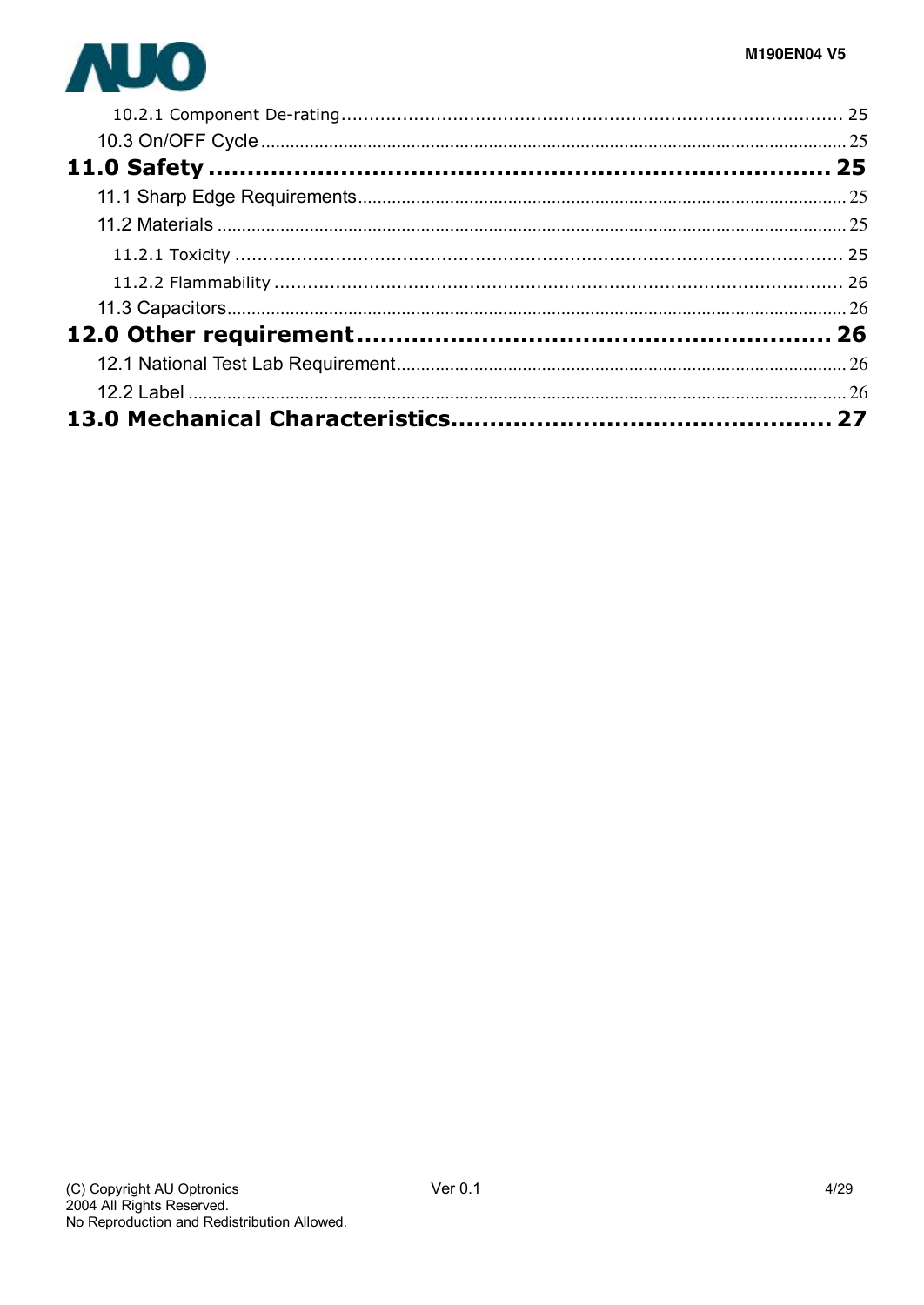10.2.1 Component De-rating .......... 25
10.3 On/OFF Cycle .......... 25
**11.0 Safety .......... 25**
11.1 Sharp Edge Requirements .......... 25
11.2 Materials .......... 25
11.2.1 Toxicity .......... 25
11.2.2 Flammability .......... 26
11.3 Capacitors .......... 26
**12.0 Other requirement .......... 26**
12.1 National Test Lab Requirement .......... 26
12.2 Label .......... 26
**13.0 Mechanical Characteristics .......... 27**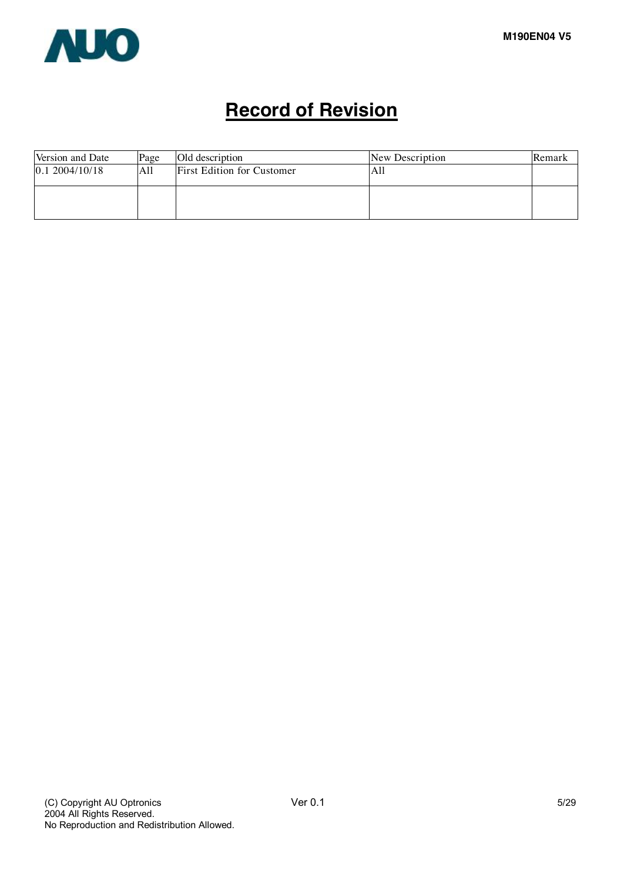# Record of Revision

| Version and Date | Page | Old description | New Description | Remark |
|---|---|---|---|---|
| 0.1 2004/10/18 | All | First Edition for Customer | All | |
| | | | | |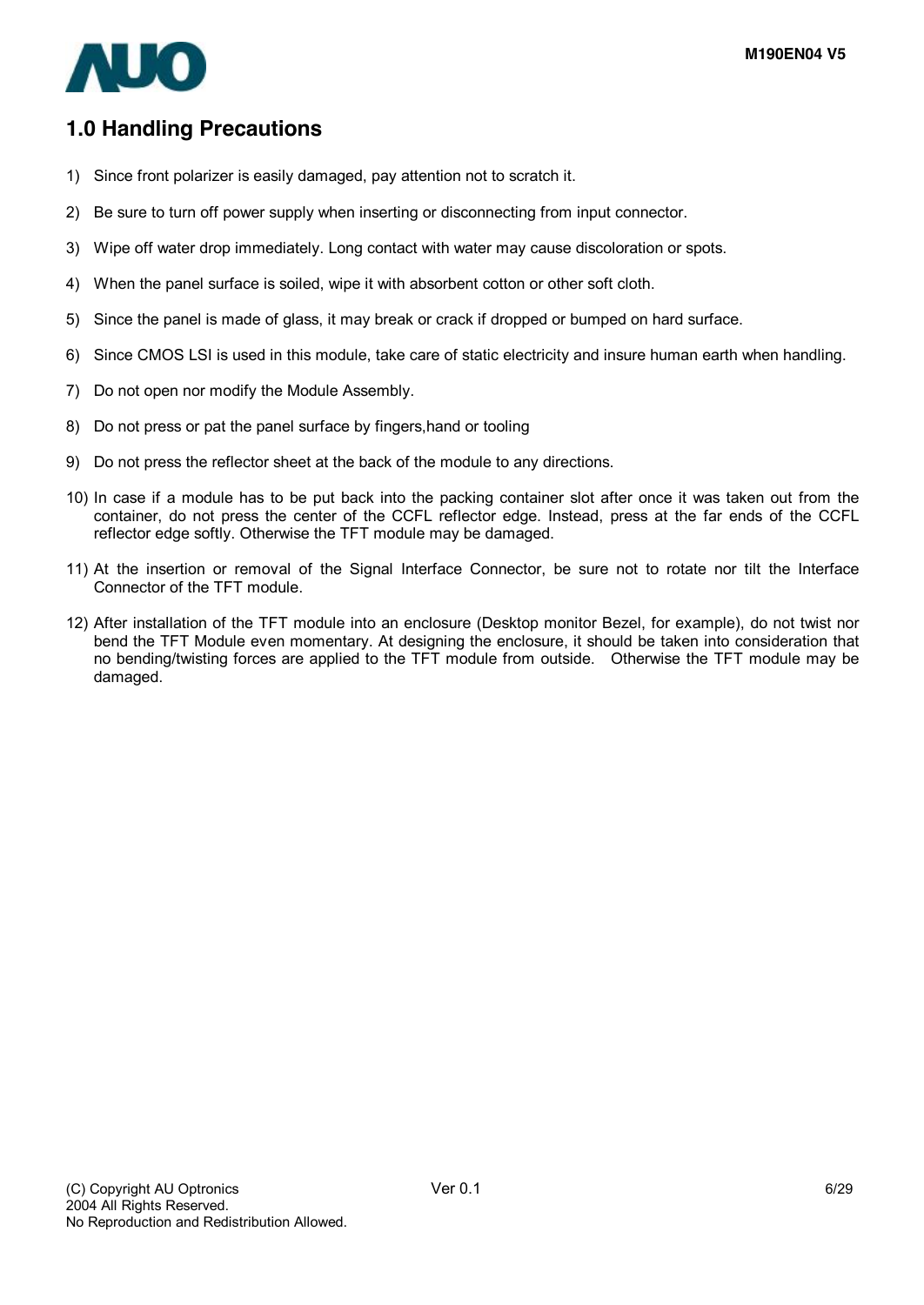# 1.0 Handling Precautions

1) Since front polarizer is easily damaged, pay attention not to scratch it.
2) Be sure to turn off power supply when inserting or disconnecting from input connector.
3) Wipe off water drop immediately. Long contact with water may cause discoloration or spots.
4) When the panel surface is soiled, wipe it with absorbent cotton or other soft cloth.
5) Since the panel is made of glass, it may break or crack if dropped or bumped on hard surface.
6) Since CMOS LSI is used in this module, take care of static electricity and insure human earth when handling.
7) Do not open nor modify the Module Assembly.
8) Do not press or pat the panel surface by fingers,hand or tooling
9) Do not press the reflector sheet at the back of the module to any directions.
10) In case if a module has to be put back into the packing container slot after once it was taken out from the container, do not press the center of the CCFL reflector edge. Instead, press at the far ends of the CCFL reflector edge softly. Otherwise the TFT module may be damaged.
11) At the insertion or removal of the Signal Interface Connector, be sure not to rotate nor tilt the Interface Connector of the TFT module.
12) After installation of the TFT module into an enclosure (Desktop monitor Bezel, for example), do not twist nor bend the TFT Module even momentary. At designing the enclosure, it should be taken into consideration that no bending/twisting forces are applied to the TFT module from outside. Otherwise the TFT module may be damaged.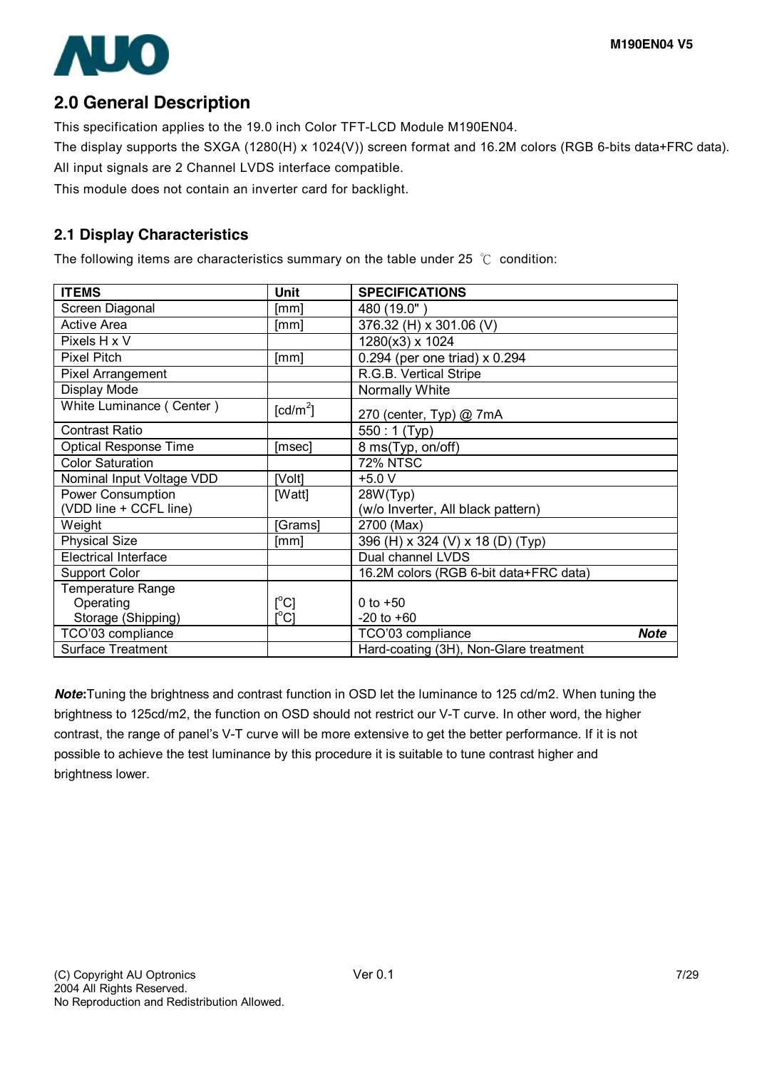## 2.0 General Description

This specification applies to the 19.0 inch Color TFT-LCD Module M190EN04.

The display supports the SXGA (1280(H) x 1024(V)) screen format and 16.2M colors (RGB 6-bits data+FRC data).

All input signals are 2 Channel LVDS interface compatible.

This module does not contain an inverter card for backlight.

### 2.1 Display Characteristics

The following items are characteristics summary on the table under 25 ℃ condition:

| ITEMS | Unit | SPECIFICATIONS |
|---|---|---|
| Screen Diagonal | [mm] | 480 (19.0" ) |
| Active Area | [mm] | 376.32 (H) x 301.06 (V) |
| Pixels H x V | | 1280(x3) x 1024 |
| Pixel Pitch | [mm] | 0.294 (per one triad) x 0.294 |
| Pixel Arrangement | | R.G.B. Vertical Stripe |
| Display Mode | | Normally White |
| White Luminance ( Center ) | [cd/m$^2$] | 270 (center, Typ) @ 7mA |
| Contrast Ratio | | 550 : 1 (Typ) |
| Optical Response Time | [msec] | 8 ms(Typ, on/off) |
| Color Saturation | | 72% NTSC |
| Nominal Input Voltage VDD | [Volt] | +5.0 V |
| Power Consumption<br>(VDD line + CCFL line) | [Watt] | 28W(Typ)<br>(w/o Inverter, All black pattern) |
| Weight | [Grams] | 2700 (Max) |
| Physical Size | [mm] | 396 (H) x 324 (V) x 18 (D) (Typ) |
| Electrical Interface | | Dual channel LVDS |
| Support Color | | 16.2M colors (RGB 6-bit data+FRC data) |
| Temperature Range<br>Operating<br>Storage (Shipping) | <br>[$^o$C]<br>[$^o$C] | <br>0 to +50<br>-20 to +60 |
| TCO'03 compliance | | TCO'03 compliance ***Note*** |
| Surface Treatment | | Hard-coating (3H), Non-Glare treatment |

***Note*:**Tuning the brightness and contrast function in OSD let the luminance to 125 cd/m2. When tuning the brightness to 125cd/m2, the function on OSD should not restrict our V-T curve. In other word, the higher contrast, the range of panel's V-T curve will be more extensive to get the better performance. If it is not possible to achieve the test luminance by this procedure it is suitable to tune contrast higher and brightness lower.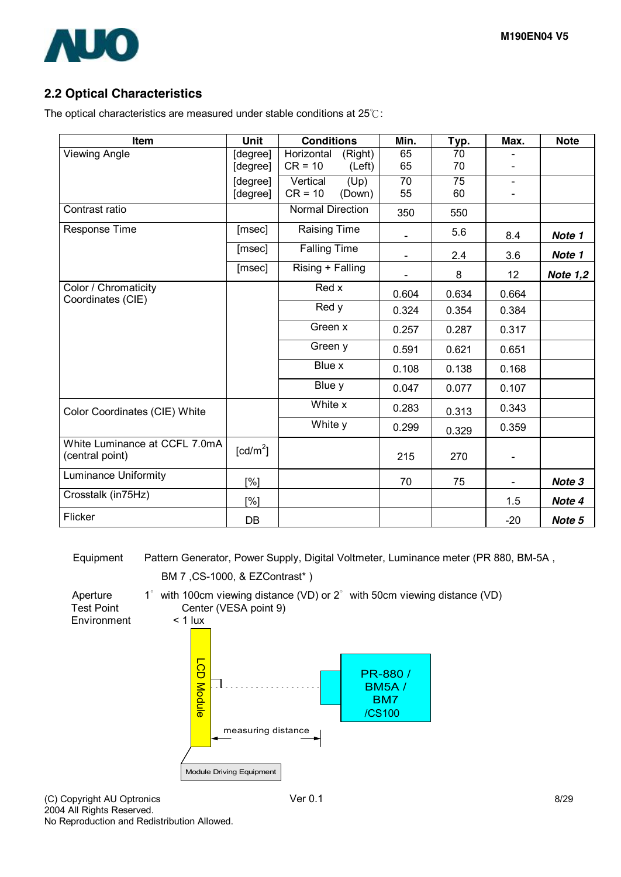## 2.2 Optical Characteristics

The optical characteristics are measured under stable conditions at 25℃:

| Item | Unit | Conditions | Min. | Typ. | Max. | Note |
|---|---|---|---|---|---|---|
| Viewing Angle | [degree] | Horizontal (Right) | 65 | 70 | - | |
| | [degree] | CR = 10 (Left) | 65 | 70 | - | |
| | [degree] | Vertical (Up) | 70 | 75 | - | |
| | [degree] | CR = 10 (Down) | 55 | 60 | - | |
| Contrast ratio | | Normal Direction | 350 | 550 | | |
| Response Time | [msec] | Raising Time | - | 5.6 | 8.4 | ***Note 1*** |
| | [msec] | Falling Time | - | 2.4 | 3.6 | ***Note 1*** |
| | [msec] | Rising + Falling | - | 8 | 12 | ***Note 1,2*** |
| Color / Chromaticity Coordinates (CIE) | | Red x | 0.604 | 0.634 | 0.664 | |
| | | Red y | 0.324 | 0.354 | 0.384 | |
| | | Green x | 0.257 | 0.287 | 0.317 | |
| | | Green y | 0.591 | 0.621 | 0.651 | |
| | | Blue x | 0.108 | 0.138 | 0.168 | |
| | | Blue y | 0.047 | 0.077 | 0.107 | |
| Color Coordinates (CIE) White | | White x | 0.283 | 0.313 | 0.343 | |
| | | White y | 0.299 | 0.329 | 0.359 | |
| White Luminance at CCFL 7.0mA (central point) | [cd/m$^2$] | | 215 | 270 | - | |
| Luminance Uniformity | [%] | | 70 | 75 | - | ***Note 3*** |
| Crosstalk (in75Hz) | [%] | | | | 1.5 | ***Note 4*** |
| Flicker | DB | | | | -20 | ***Note 5*** |

Equipment Pattern Generator, Power Supply, Digital Voltmeter, Luminance meter (PR 880, BM-5A , BM 7 ,CS-1000, & EZContrast* )

Aperture 1° with 100cm viewing distance (VD) or 2° with 50cm viewing distance (VD)

Test Point Center (VESA point 9)

Environment < 1 lux

LCD Module

PR-880 / BM5A / BM7 /CS100

measuring distance

Module Driving Equipment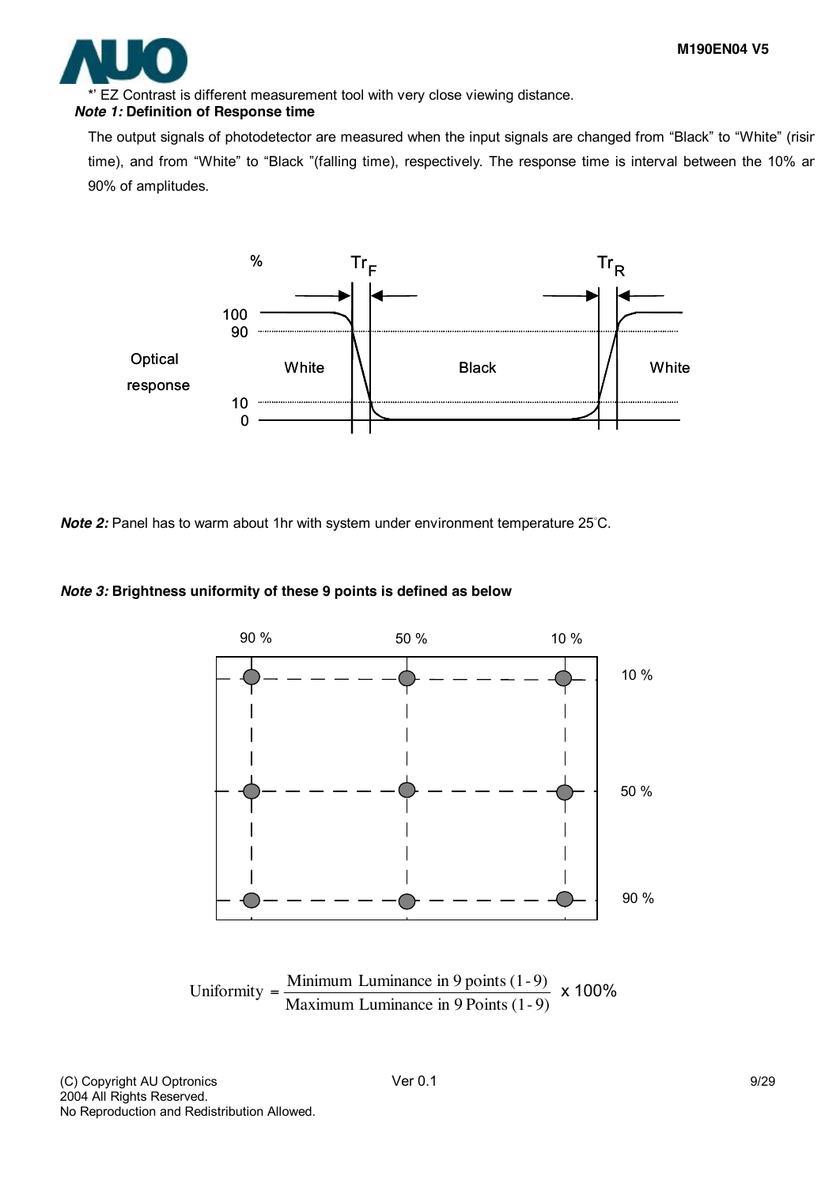*' EZ Contrast is different measurement tool with very close viewing distance.

***Note 1:*** **Definition of Response time**

The output signals of photodetector are measured when the input signals are changed from "Black" to "White" (risir time), and from "White" to "Black "(falling time), respectively. The response time is interval between the 10% ar 90% of amplitudes.

***Note 2:*** Panel has to warm about 1hr with system under environment temperature 25°C.

***Note 3:*** **Brightness uniformity of these 9 points is defined as below**

$$\text{Uniformity} = \frac{\text{Minimum Luminance in 9 points (1-9)}}{\text{Maximum Luminance in 9 Points (1-9)}} \times 100\%$$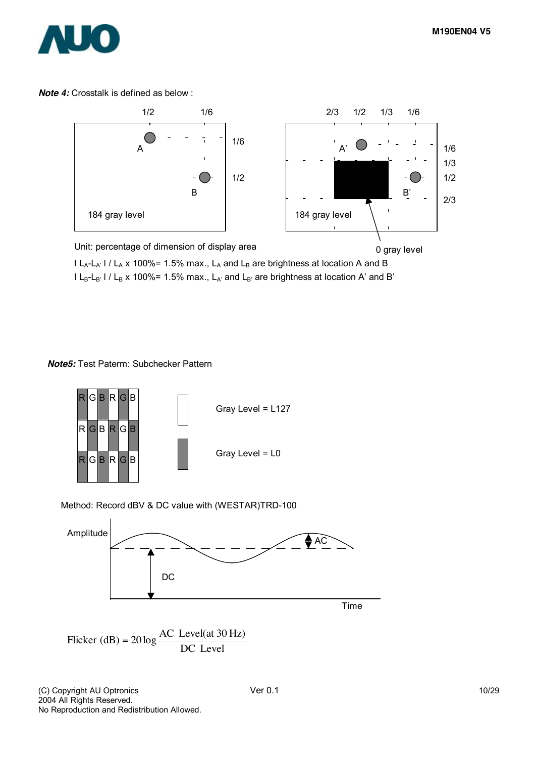***Note 4:*** Crosstalk is defined as below :

184 gray level

184 gray level

0 gray level

Unit: percentage of dimension of display area

$| L_A - L_{A'} | / L_A \times 100\% = 1.5\%$ max., $L_A$ and $L_B$ are brightness at location A and B

$| L_B - L_{B'} | / L_B \times 100\% = 1.5\%$ max., $L_{A'}$ and $L_{B'}$ are brightness at location A' and B'

***Note5:*** Test Paterm: Subchecker Pattern

Gray Level = L127

Gray Level = L0

Method: Record dBV & DC value with (WESTAR)TRD-100

$$\text{Flicker (dB)} = 20\log\frac{\text{AC Level(at 30 Hz)}}{\text{DC Level}}$$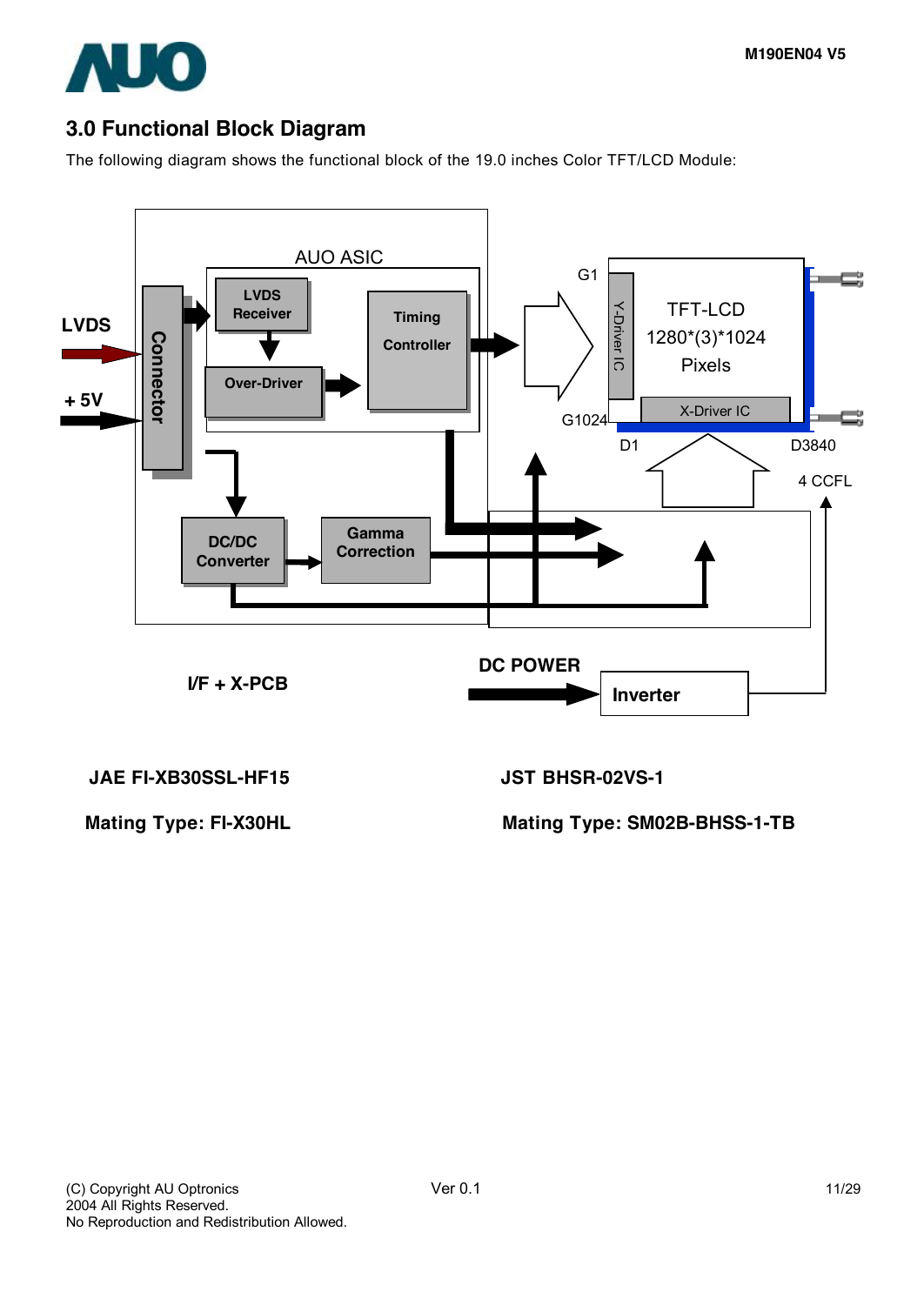## 3.0 Functional Block Diagram

The following diagram shows the functional block of the 19.0 inches Color TFT/LCD Module:

LVDS

+ 5V

Connector

AUO ASIC

LVDS Receiver

Over-Driver

Timing Controller

DC/DC Converter

Gamma Correction

G1

G1024

Y-Driver IC

TFT-LCD 1280*(3)*1024 Pixels

X-Driver IC

D1

D3840

4 CCFL

I/F + X-PCB

DC POWER

Inverter

**JAE FI-XB30SSL-HF15**

**Mating Type: FI-X30HL**

**JST BHSR-02VS-1**

**Mating Type: SM02B-BHSS-1-TB**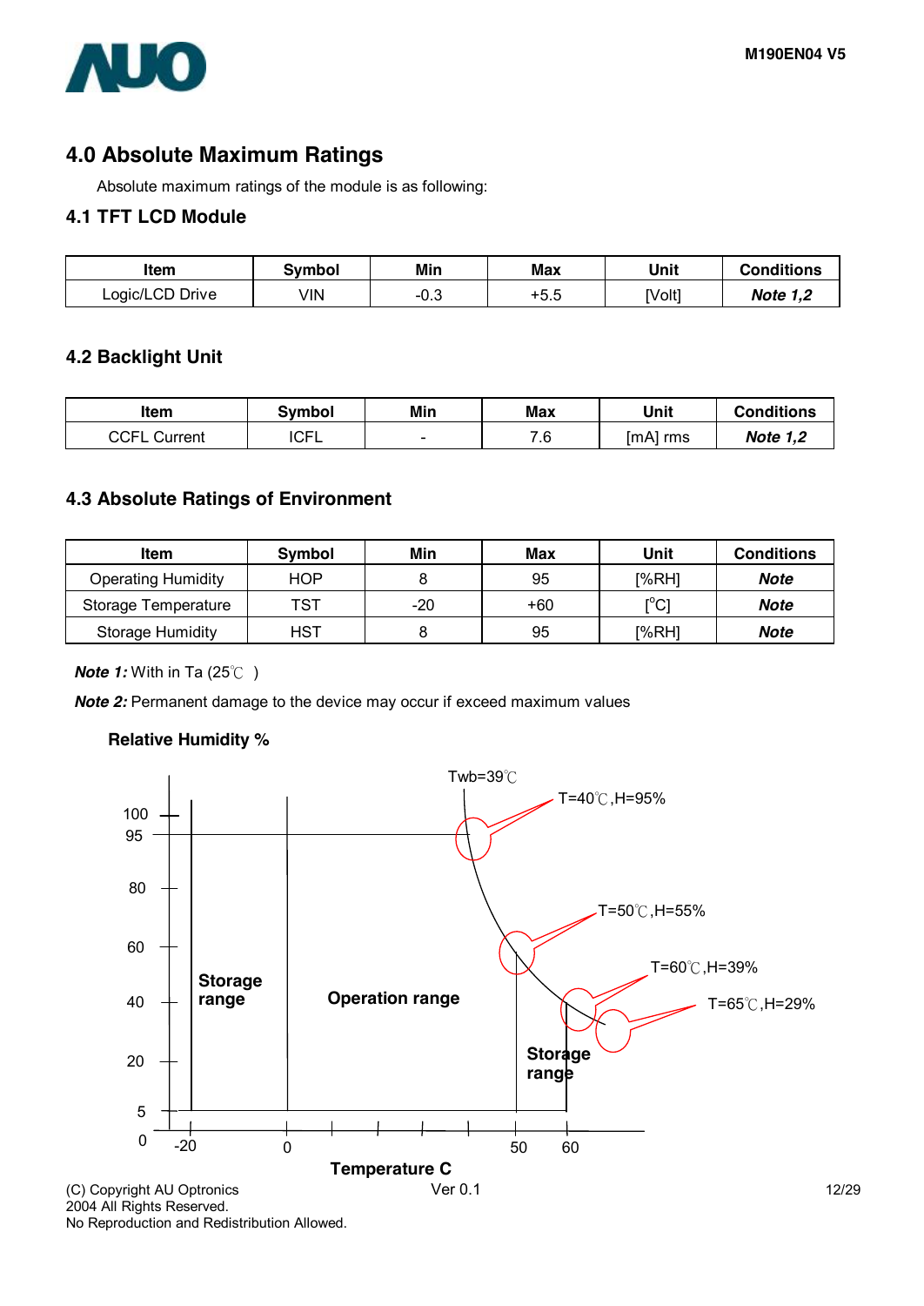# 4.0 Absolute Maximum Ratings

Absolute maximum ratings of the module is as following:

## 4.1 TFT LCD Module

| Item | Symbol | Min | Max | Unit | Conditions |
|---|---|---|---|---|---|
| Logic/LCD Drive | VIN | -0.3 | +5.5 | [Volt] | ***Note 1,2*** |

## 4.2 Backlight Unit

| Item | Symbol | Min | Max | Unit | Conditions |
|---|---|---|---|---|---|
| CCFL Current | ICFL | - | 7.6 | [mA] rms | ***Note 1,2*** |

## 4.3 Absolute Ratings of Environment

| Item | Symbol | Min | Max | Unit | Conditions |
|---|---|---|---|---|---|
| Operating Humidity | HOP | 8 | 95 | [%RH] | ***Note*** |
| Storage Temperature | TST | -20 | +60 | [$^{o}$C] | ***Note*** |
| Storage Humidity | HST | 8 | 95 | [%RH] | ***Note*** |

***Note 1:*** With in Ta (25℃ )

***Note 2:*** Permanent damage to the device may occur if exceed maximum values

**Relative Humidity %**

Twb=39℃

T=40℃,H=95%

T=50℃,H=55%

T=60℃,H=39%

T=65℃,H=29%

**Storage range**

**Operation range**

**Storage range**

**Temperature C**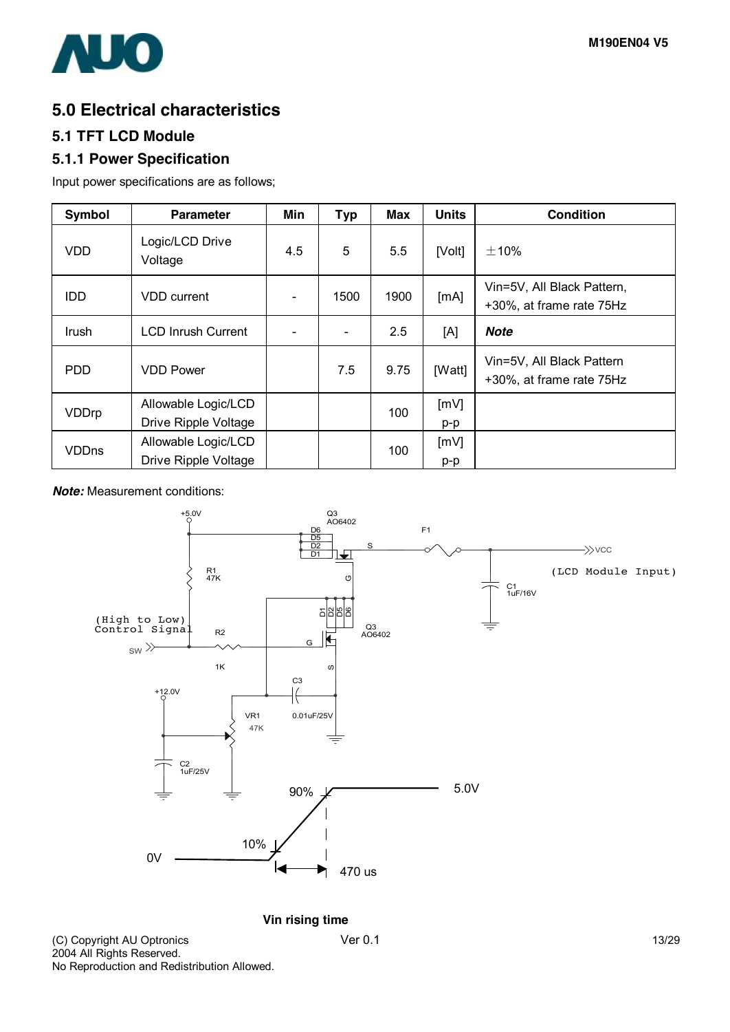# 5.0 Electrical characteristics

## 5.1 TFT LCD Module

### 5.1.1 Power Specification

Input power specifications are as follows;

| Symbol | Parameter | Min | Typ | Max | Units | Condition |
|---|---|---|---|---|---|---|
| VDD | Logic/LCD Drive Voltage | 4.5 | 5 | 5.5 | [Volt] | ±10% |
| IDD | VDD current | - | 1500 | 1900 | [mA] | Vin=5V, All Black Pattern, +30%, at frame rate 75Hz |
| Irush | LCD Inrush Current | - | - | 2.5 | [A] | ***Note*** |
| PDD | VDD Power | | 7.5 | 9.75 | [Watt] | Vin=5V, All Black Pattern +30%, at frame rate 75Hz |
| VDDrp | Allowable Logic/LCD Drive Ripple Voltage | | | 100 | [mV] p-p | |
| VDDns | Allowable Logic/LCD Drive Ripple Voltage | | | 100 | [mV] p-p | |

***Note:*** Measurement conditions:

Vin rising time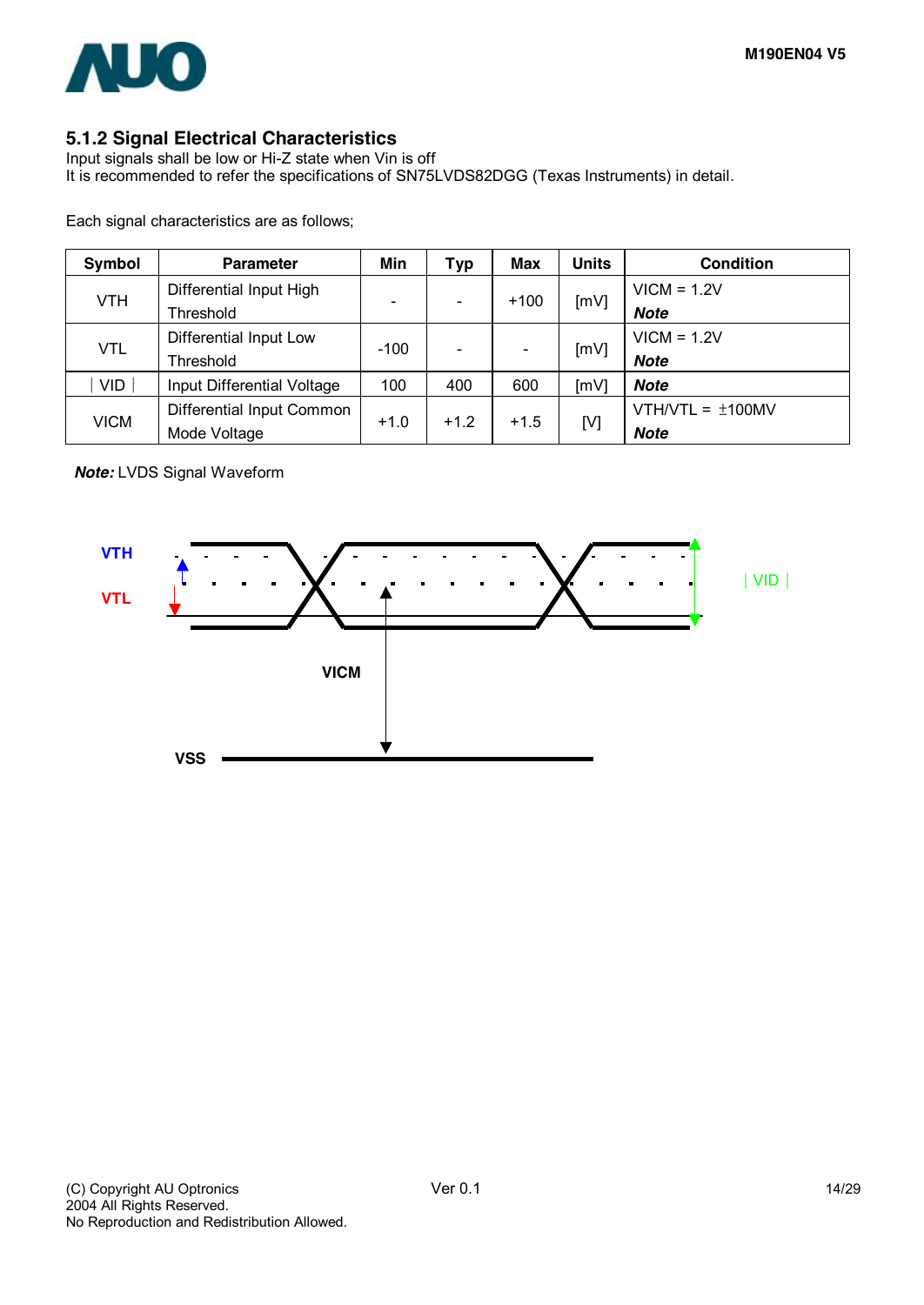### 5.1.2 Signal Electrical Characteristics

Input signals shall be low or Hi-Z state when Vin is off
It is recommended to refer the specifications of SN75LVDS82DGG (Texas Instruments) in detail.

Each signal characteristics are as follows;

| Symbol | Parameter | Min | Typ | Max | Units | Condition |
|---|---|---|---|---|---|---|
| VTH | Differential Input High Threshold | - | - | +100 | [mV] | VICM = 1.2V ***Note*** |
| VTL | Differential Input Low Threshold | -100 | - | - | [mV] | VICM = 1.2V ***Note*** |
| │VID│ | Input Differential Voltage | 100 | 400 | 600 | [mV] | ***Note*** |
| VICM | Differential Input Common Mode Voltage | +1.0 | +1.2 | +1.5 | [V] | VTH/VTL = ±100MV ***Note*** |

***Note:*** LVDS Signal Waveform

VTH
VTL
│VID│
VICM
VSS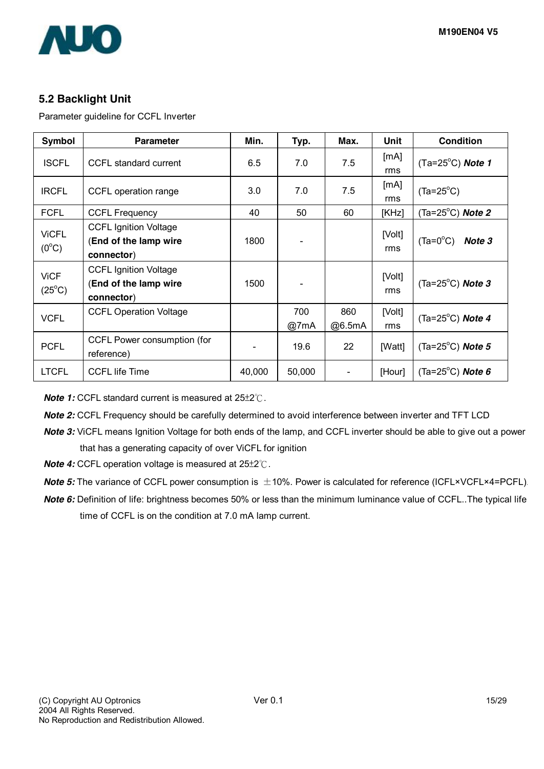## 5.2 Backlight Unit

Parameter guideline for CCFL Inverter

| Symbol | Parameter | Min. | Typ. | Max. | Unit | Condition |
|---|---|---|---|---|---|---|
| ISCFL | CCFL standard current | 6.5 | 7.0 | 7.5 | [mA] rms | (Ta=25°C) ***Note 1*** |
| IRCFL | CCFL operation range | 3.0 | 7.0 | 7.5 | [mA] rms | (Ta=25°C) |
| FCFL | CCFL Frequency | 40 | 50 | 60 | [KHz] | (Ta=25°C) ***Note 2*** |
| ViCFL (0°C) | CCFL Ignition Voltage (**End of the lamp wire connector**) | 1800 | - | | [Volt] rms | (Ta=0°C) ***Note 3*** |
| ViCF (25°C) | CCFL Ignition Voltage (**End of the lamp wire connector**) | 1500 | - | | [Volt] rms | (Ta=25°C) ***Note 3*** |
| VCFL | CCFL Operation Voltage | | 700 @7mA | 860 @6.5mA | [Volt] rms | (Ta=25°C) ***Note 4*** |
| PCFL | CCFL Power consumption (for reference) | - | 19.6 | 22 | [Watt] | (Ta=25°C) ***Note 5*** |
| LTCFL | CCFL life Time | 40,000 | 50,000 | - | [Hour] | (Ta=25°C) ***Note 6*** |

***Note 1:*** CCFL standard current is measured at 25±2℃.

***Note 2:*** CCFL Frequency should be carefully determined to avoid interference between inverter and TFT LCD

***Note 3:*** ViCFL means Ignition Voltage for both ends of the lamp, and CCFL inverter should be able to give out a power that has a generating capacity of over ViCFL for ignition

***Note 4:*** CCFL operation voltage is measured at 25±2℃.

***Note 5:*** The variance of CCFL power consumption is ±10%. Power is calculated for reference (ICFL×VCFL×4=PCFL).

***Note 6:*** Definition of life: brightness becomes 50% or less than the minimum luminance value of CCFL..The typical life time of CCFL is on the condition at 7.0 mA lamp current.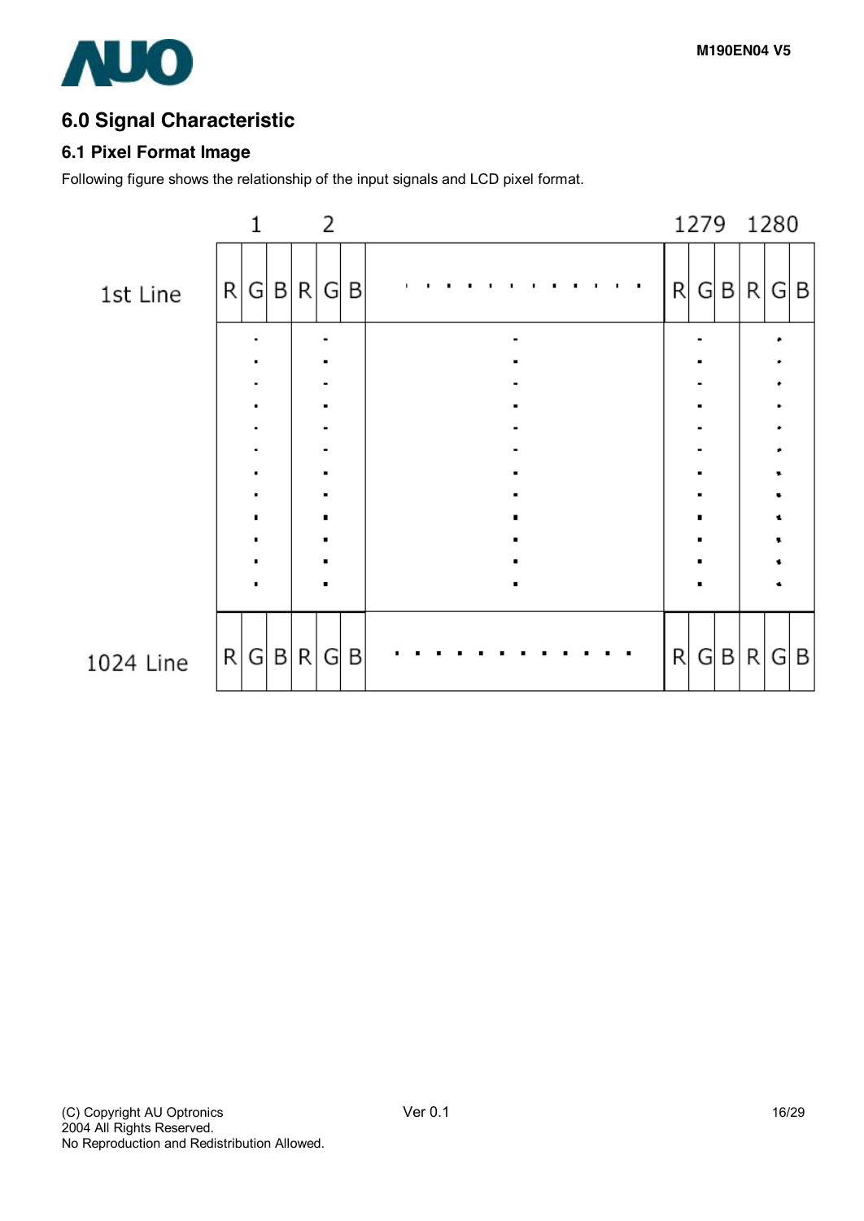## 6.0 Signal Characteristic

### 6.1 Pixel Format Image

Following figure shows the relationship of the input signals and LCD pixel format.

| | 1 | | | 2 | | | | 1279 | | | 1280 | | |
|---|---|---|---|---|---|---|---|---|---|---|---|---|---|
| 1st Line | R | G | B | R | G | B | . . . . . . . . . . . . | R | G | B | R | G | B |
| | ⋮ | | | ⋮ | | | ⋮ | ⋮ | | | ⋮ | | |
| 1024 Line | R | G | B | R | G | B | . . . . . . . . . . . . | R | G | B | R | G | B |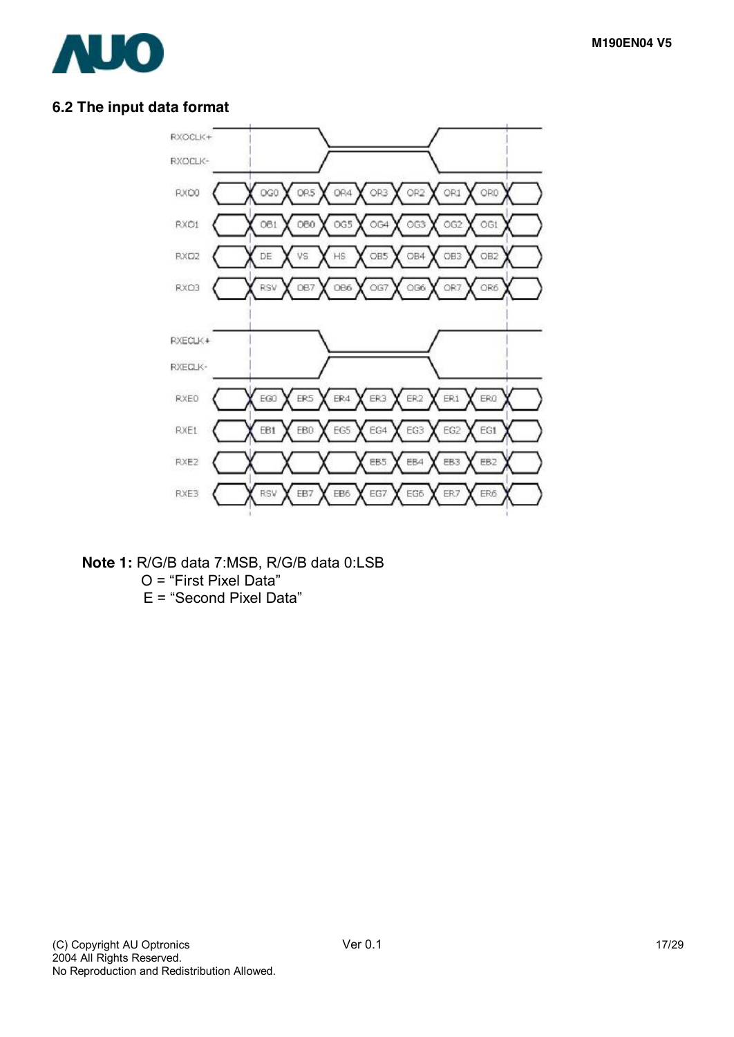## 6.2 The input data format

| Signal | Bit 1 | Bit 2 | Bit 3 | Bit 4 | Bit 5 | Bit 6 | Bit 7 |
|---|---|---|---|---|---|---|---|
| RXOCLK+ / RXOCLK- | | | | | | | |
| RXO0 | OG0 | OR5 | OR4 | OR3 | OR2 | OR1 | OR0 |
| RXO1 | OB1 | OB0 | OG5 | OG4 | OG3 | OG2 | OG1 |
| RXO2 | DE | VS | HS | OB5 | OB4 | OB3 | OB2 |
| RXO3 | RSV | OB7 | OB6 | OG7 | OG6 | OR7 | OR6 |
| RXECLK+ / RXECLK- | | | | | | | |
| RXE0 | EG0 | ER5 | ER4 | ER3 | ER2 | ER1 | ER0 |
| RXE1 | EB1 | EB0 | EG5 | EG4 | EG3 | EG2 | EG1 |
| RXE2 | | | | EB5 | EB4 | EB3 | EB2 |
| RXE3 | RSV | EB7 | EB6 | EG7 | EG6 | ER7 | ER6 |

**Note 1:** R/G/B data 7:MSB, R/G/B data 0:LSB
O = “First Pixel Data”
E = “Second Pixel Data”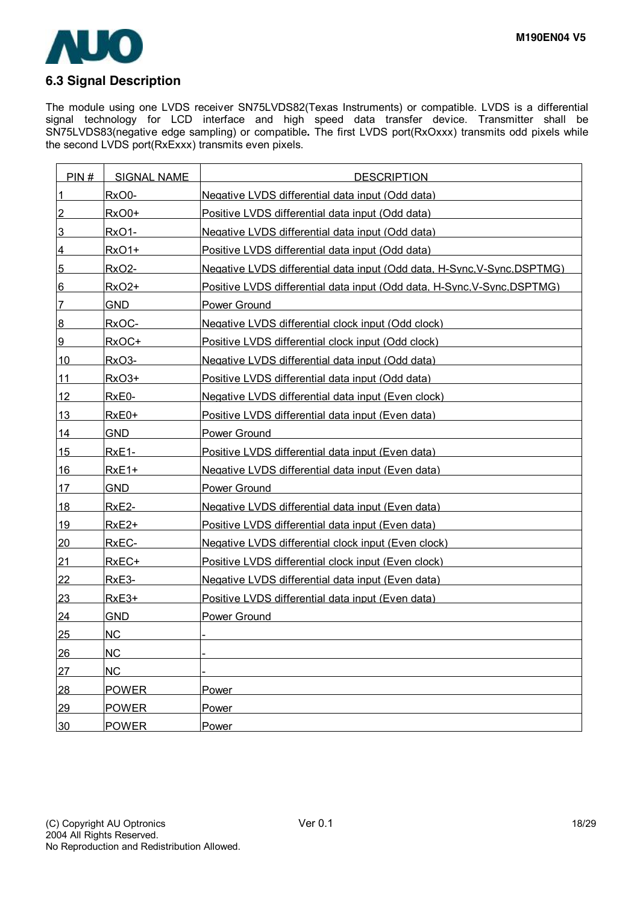## 6.3 Signal Description

The module using one LVDS receiver SN75LVDS82(Texas Instruments) or compatible. LVDS is a differential signal technology for LCD interface and high speed data transfer device. Transmitter shall be SN75LVDS83(negative edge sampling) or compatible**.** The first LVDS port(RxOxxx) transmits odd pixels while the second LVDS port(RxExxx) transmits even pixels.

| PIN # | SIGNAL NAME | DESCRIPTION |
|---|---|---|
| 1 | RxO0- | Negative LVDS differential data input (Odd data) |
| 2 | RxO0+ | Positive LVDS differential data input (Odd data) |
| 3 | RxO1- | Negative LVDS differential data input (Odd data) |
| 4 | RxO1+ | Positive LVDS differential data input (Odd data) |
| 5 | RxO2- | Negative LVDS differential data input (Odd data, H-Sync,V-Sync,DSPTMG) |
| 6 | RxO2+ | Positive LVDS differential data input (Odd data, H-Sync,V-Sync,DSPTMG) |
| 7 | GND | Power Ground |
| 8 | RxOC- | Negative LVDS differential clock input (Odd clock) |
| 9 | RxOC+ | Positive LVDS differential clock input (Odd clock) |
| 10 | RxO3- | Negative LVDS differential data input (Odd data) |
| 11 | RxO3+ | Positive LVDS differential data input (Odd data) |
| 12 | RxE0- | Negative LVDS differential data input (Even clock) |
| 13 | RxE0+ | Positive LVDS differential data input (Even data) |
| 14 | GND | Power Ground |
| 15 | RxE1- | Positive LVDS differential data input (Even data) |
| 16 | RxE1+ | Negative LVDS differential data input (Even data) |
| 17 | GND | Power Ground |
| 18 | RxE2- | Negative LVDS differential data input (Even data) |
| 19 | RxE2+ | Positive LVDS differential data input (Even data) |
| 20 | RxEC- | Negative LVDS differential clock input (Even clock) |
| 21 | RxEC+ | Positive LVDS differential clock input (Even clock) |
| 22 | RxE3- | Negative LVDS differential data input (Even data) |
| 23 | RxE3+ | Positive LVDS differential data input (Even data) |
| 24 | GND | Power Ground |
| 25 | NC | - |
| 26 | NC | - |
| 27 | NC | - |
| 28 | POWER | Power |
| 29 | POWER | Power |
| 30 | POWER | Power |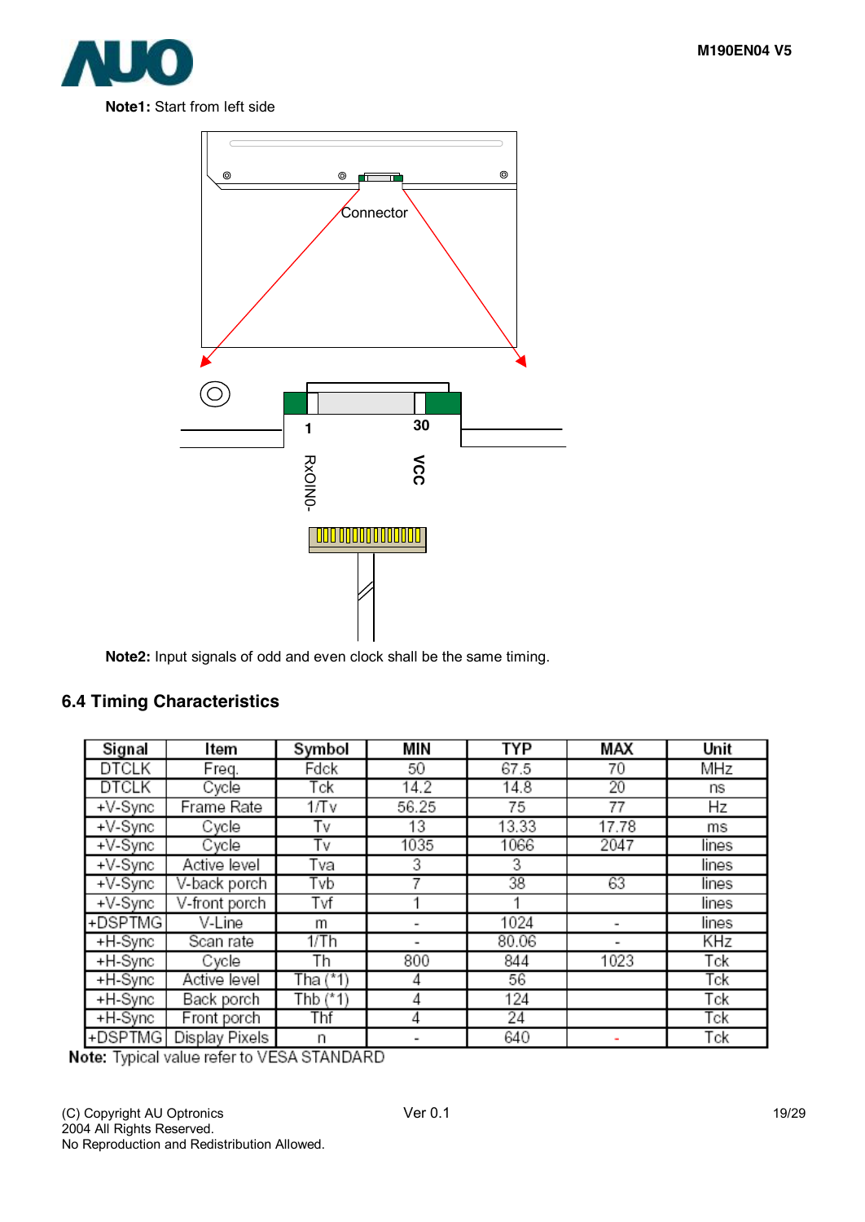**Note1:** Start from left side

Connector

1 30

RxOIN0- VCC

**Note2:** Input signals of odd and even clock shall be the same timing.

### 6.4 Timing Characteristics

| Signal | Item | Symbol | MIN | TYP | MAX | Unit |
|---|---|---|---|---|---|---|
| DTCLK | Freq. | Fdck | 50 | 67.5 | 70 | MHz |
| DTCLK | Cycle | Tck | 14.2 | 14.8 | 20 | ns |
| +V-Sync | Frame Rate | 1/Tv | 56.25 | 75 | 77 | Hz |
| +V-Sync | Cycle | Tv | 13 | 13.33 | 17.78 | ms |
| +V-Sync | Cycle | Tv | 1035 | 1066 | 2047 | lines |
| +V-Sync | Active level | Tva | 3 | 3 | | lines |
| +V-Sync | V-back porch | Tvb | 7 | 38 | 63 | lines |
| +V-Sync | V-front porch | Tvf | 1 | 1 | | lines |
| +DSPTMG | V-Line | m | - | 1024 | - | lines |
| +H-Sync | Scan rate | 1/Th | - | 80.06 | - | KHz |
| +H-Sync | Cycle | Th | 800 | 844 | 1023 | Tck |
| +H-Sync | Active level | Tha (*1) | 4 | 56 | | Tck |
| +H-Sync | Back porch | Thb (*1) | 4 | 124 | | Tck |
| +H-Sync | Front porch | Thf | 4 | 24 | | Tck |
| +DSPTMG | Display Pixels | n | - | 640 | - | Tck |

**Note:** Typical value refer to VESA STANDARD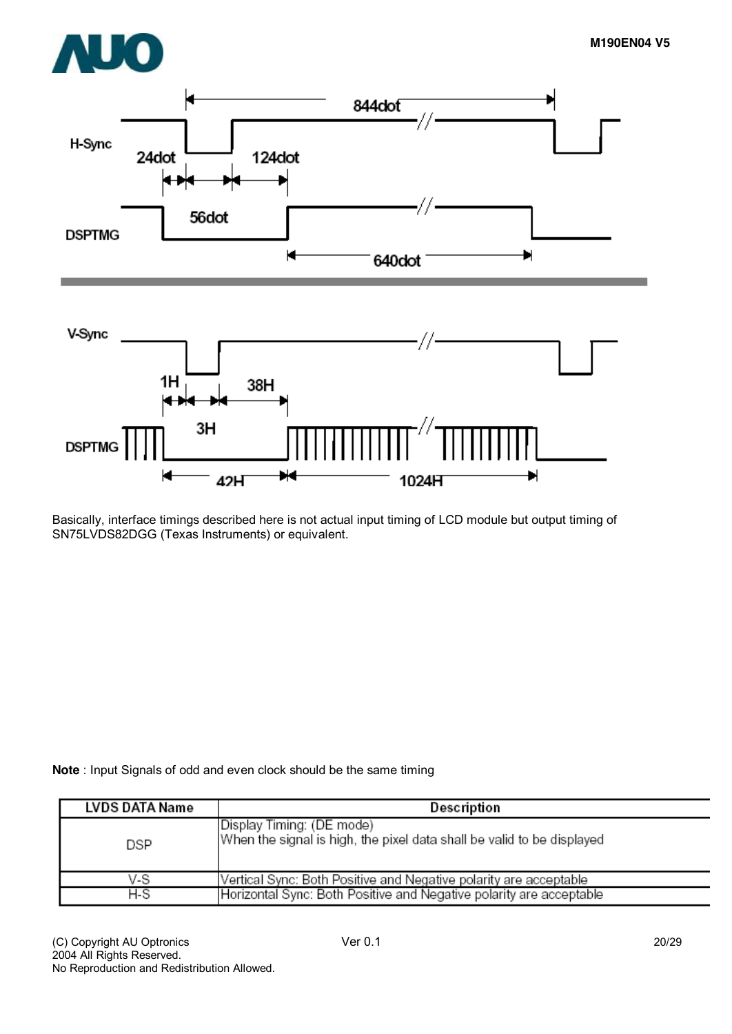H-Sync

DSPTMG

844dot

24dot 124dot

56dot

640dot

V-Sync

DSPTMG

1H 38H

3H

42H 1024H

Basically, interface timings described here is not actual input timing of LCD module but output timing of SN75LVDS82DGG (Texas Instruments) or equivalent.

**Note** : Input Signals of odd and even clock should be the same timing

| LVDS DATA Name | Description |
|---|---|
| DSP | Display Timing: (DE mode)<br>When the signal is high, the pixel data shall be valid to be displayed |
| V-S | Vertical Sync: Both Positive and Negative polarity are acceptable |
| H-S | Horizontal Sync: Both Positive and Negative polarity are acceptable |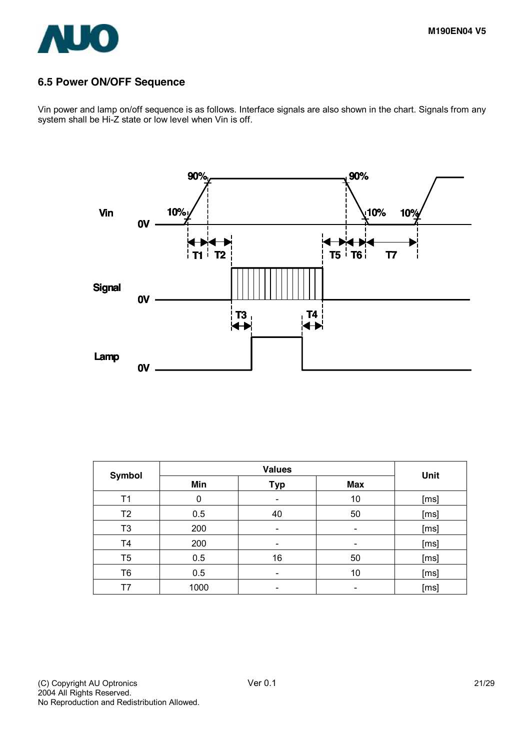## 6.5 Power ON/OFF Sequence

Vin power and lamp on/off sequence is as follows. Interface signals are also shown in the chart. Signals from any system shall be Hi-Z state or low level when Vin is off.

| Symbol | Values | | | Unit |
|---|---|---|---|---|
| | Min | Typ | Max | |
| T1 | 0 | - | 10 | [ms] |
| T2 | 0.5 | 40 | 50 | [ms] |
| T3 | 200 | - | - | [ms] |
| T4 | 200 | - | - | [ms] |
| T5 | 0.5 | 16 | 50 | [ms] |
| T6 | 0.5 | - | 10 | [ms] |
| T7 | 1000 | - | - | [ms] |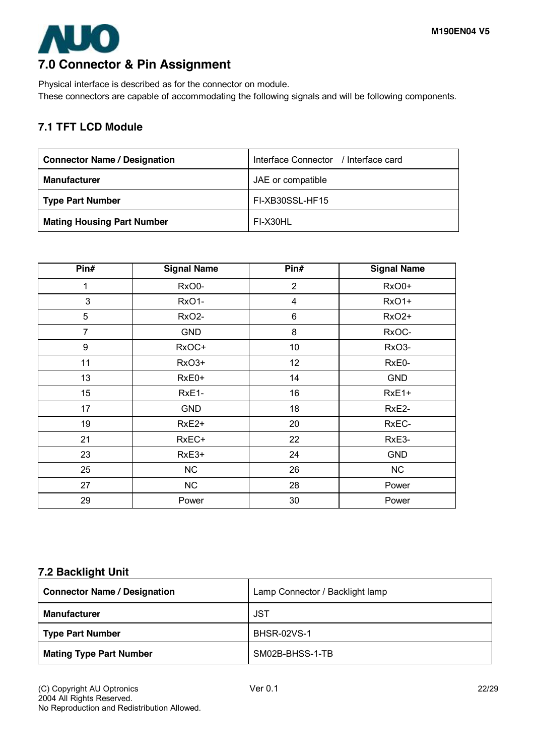## 7.0 Connector & Pin Assignment

Physical interface is described as for the connector on module.
These connectors are capable of accommodating the following signals and will be following components.

### 7.1 TFT LCD Module

| Connector Name / Designation | Interface Connector / Interface card |
|---|---|
| **Manufacturer** | JAE or compatible |
| **Type Part Number** | FI-XB30SSL-HF15 |
| **Mating Housing Part Number** | FI-X30HL |

| Pin# | Signal Name | Pin# | Signal Name |
|---|---|---|---|
| 1 | RxO0- | 2 | RxO0+ |
| 3 | RxO1- | 4 | RxO1+ |
| 5 | RxO2- | 6 | RxO2+ |
| 7 | GND | 8 | RxOC- |
| 9 | RxOC+ | 10 | RxO3- |
| 11 | RxO3+ | 12 | RxE0- |
| 13 | RxE0+ | 14 | GND |
| 15 | RxE1- | 16 | RxE1+ |
| 17 | GND | 18 | RxE2- |
| 19 | RxE2+ | 20 | RxEC- |
| 21 | RxEC+ | 22 | RxE3- |
| 23 | RxE3+ | 24 | GND |
| 25 | NC | 26 | NC |
| 27 | NC | 28 | Power |
| 29 | Power | 30 | Power |

### 7.2 Backlight Unit

| Connector Name / Designation | Lamp Connector / Backlight lamp |
|---|---|
| **Manufacturer** | JST |
| **Type Part Number** | BHSR-02VS-1 |
| **Mating Type Part Number** | SM02B-BHSS-1-TB |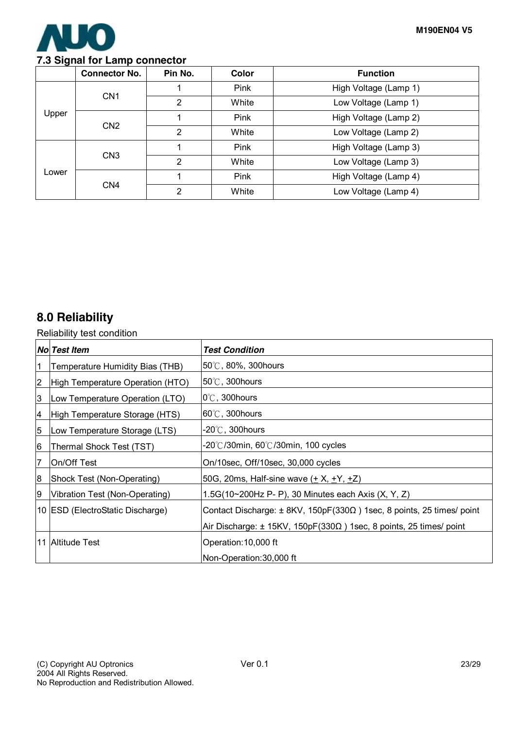### 7.3 Signal for Lamp connector

| | Connector No. | Pin No. | Color | Function |
|---|---|---|---|---|
| Upper | CN1 | 1 | Pink | High Voltage (Lamp 1) |
| | | 2 | White | Low Voltage (Lamp 1) |
| | CN2 | 1 | Pink | High Voltage (Lamp 2) |
| | | 2 | White | Low Voltage (Lamp 2) |
| Lower | CN3 | 1 | Pink | High Voltage (Lamp 3) |
| | | 2 | White | Low Voltage (Lamp 3) |
| | CN4 | 1 | Pink | High Voltage (Lamp 4) |
| | | 2 | White | Low Voltage (Lamp 4) |

## 8.0 Reliability

Reliability test condition

| ***No*** | ***Test Item*** | ***Test Condition*** |
|---|---|---|
| 1 | Temperature Humidity Bias (THB) | 50℃, 80%, 300hours |
| 2 | High Temperature Operation (HTO) | 50℃, 300hours |
| 3 | Low Temperature Operation (LTO) | 0℃, 300hours |
| 4 | High Temperature Storage (HTS) | 60℃, 300hours |
| 5 | Low Temperature Storage (LTS) | -20℃, 300hours |
| 6 | Thermal Shock Test (TST) | -20℃/30min, 60℃/30min, 100 cycles |
| 7 | On/Off Test | On/10sec, Off/10sec, 30,000 cycles |
| 8 | Shock Test (Non-Operating) | 50G, 20ms, Half-sine wave (± X, ±Y, ±Z) |
| 9 | Vibration Test (Non-Operating) | 1.5G(10~200Hz P- P), 30 Minutes each Axis (X, Y, Z) |
| 10 | ESD (ElectroStatic Discharge) | Contact Discharge: ± 8KV, 150pF(330Ω ) 1sec, 8 points, 25 times/ point<br>Air Discharge: ± 15KV, 150pF(330Ω ) 1sec, 8 points, 25 times/ point |
| 11 | Altitude Test | Operation:10,000 ft<br>Non-Operation:30,000 ft |

(C) Copyright AU Optronics
2004 All Rights Reserved.
No Reproduction and Redistribution Allowed.

Ver 0.1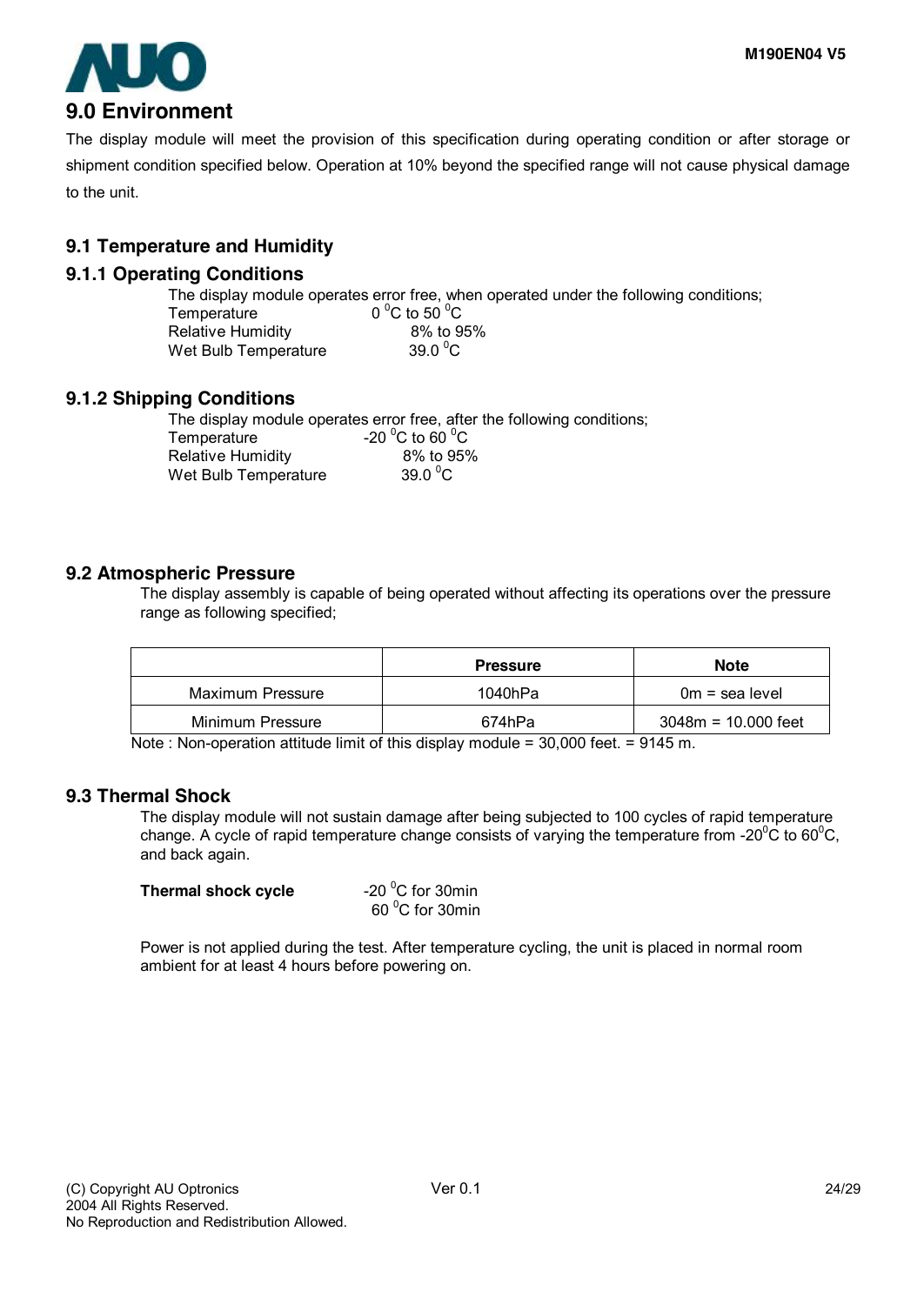# 9.0 Environment

The display module will meet the provision of this specification during operating condition or after storage or shipment condition specified below. Operation at 10% beyond the specified range will not cause physical damage to the unit.

## 9.1 Temperature and Humidity

### 9.1.1 Operating Conditions

The display module operates error free, when operated under the following conditions;

| | |
|---|---|
| Temperature | $0\ ^0C$ to $50\ ^0C$ |
| Relative Humidity | 8% to 95% |
| Wet Bulb Temperature | $39.0\ ^0C$ |

### 9.1.2 Shipping Conditions

The display module operates error free, after the following conditions;

| | |
|---|---|
| Temperature | $-20\ ^0C$ to $60\ ^0C$ |
| Relative Humidity | 8% to 95% |
| Wet Bulb Temperature | $39.0\ ^0C$ |

## 9.2 Atmospheric Pressure

The display assembly is capable of being operated without affecting its operations over the pressure range as following specified;

| | Pressure | Note |
|---|---|---|
| Maximum Pressure | 1040hPa | 0m = sea level |
| Minimum Pressure | 674hPa | 3048m = 10.000 feet |

Note : Non-operation attitude limit of this display module = 30,000 feet. = 9145 m.

## 9.3 Thermal Shock

The display module will not sustain damage after being subjected to 100 cycles of rapid temperature change. A cycle of rapid temperature change consists of varying the temperature from $-20^0C$ to $60^0C$, and back again.

**Thermal shock cycle** $-20\ ^0C$ for 30min
$60\ ^0C$ for 30min

Power is not applied during the test. After temperature cycling, the unit is placed in normal room ambient for at least 4 hours before powering on.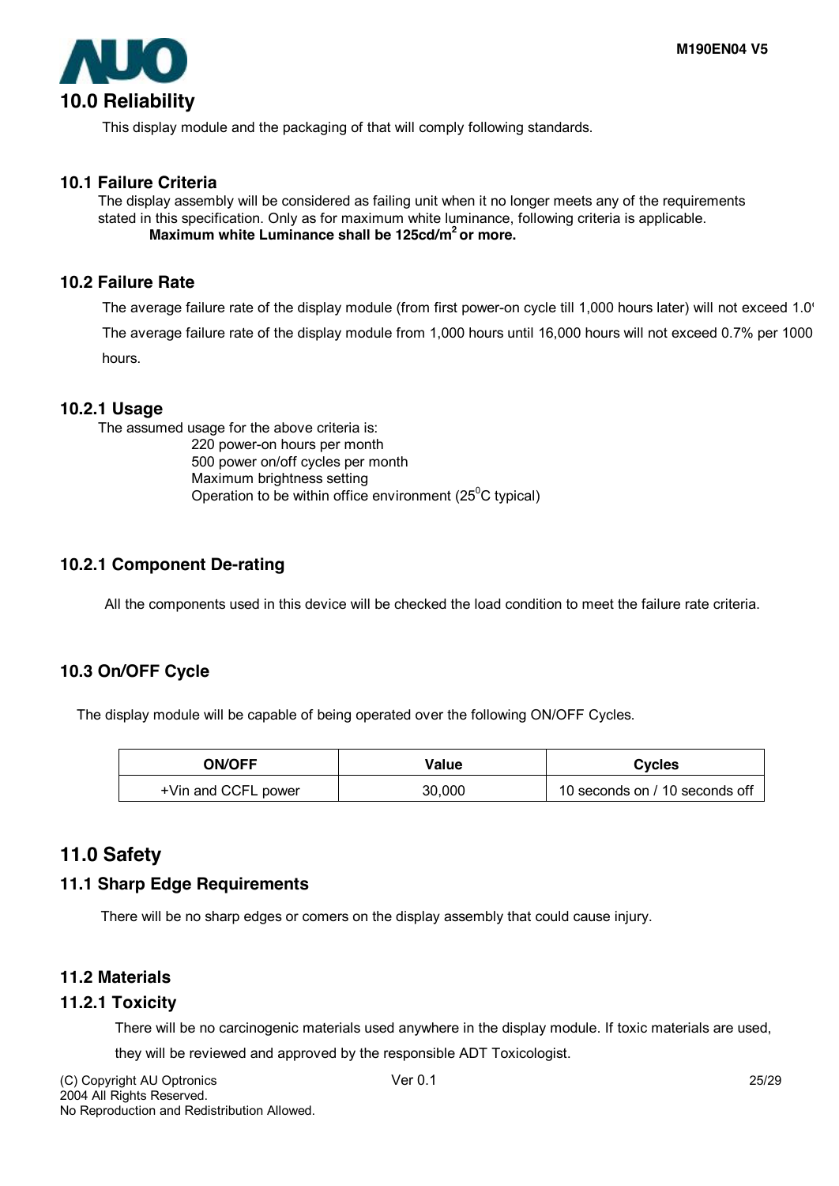## 10.0 Reliability

This display module and the packaging of that will comply following standards.

### 10.1 Failure Criteria

The display assembly will be considered as failing unit when it no longer meets any of the requirements stated in this specification. Only as for maximum white luminance, following criteria is applicable.

**Maximum white Luminance shall be 125cd/m$^2$ or more.**

### 10.2 Failure Rate

The average failure rate of the display module (from first power-on cycle till 1,000 hours later) will not exceed 1.0

The average failure rate of the display module from 1,000 hours until 16,000 hours will not exceed 0.7% per 1000 hours.

### 10.2.1 Usage

The assumed usage for the above criteria is:

220 power-on hours per month
500 power on/off cycles per month
Maximum brightness setting
Operation to be within office environment (25$^0$C typical)

### 10.2.1 Component De-rating

All the components used in this device will be checked the load condition to meet the failure rate criteria.

### 10.3 On/OFF Cycle

The display module will be capable of being operated over the following ON/OFF Cycles.

| ON/OFF | Value | Cycles |
|---|---|---|
| +Vin and CCFL power | 30,000 | 10 seconds on / 10 seconds off |

## 11.0 Safety

### 11.1 Sharp Edge Requirements

There will be no sharp edges or comers on the display assembly that could cause injury.

### 11.2 Materials

### 11.2.1 Toxicity

There will be no carcinogenic materials used anywhere in the display module. If toxic materials are used, they will be reviewed and approved by the responsible ADT Toxicologist.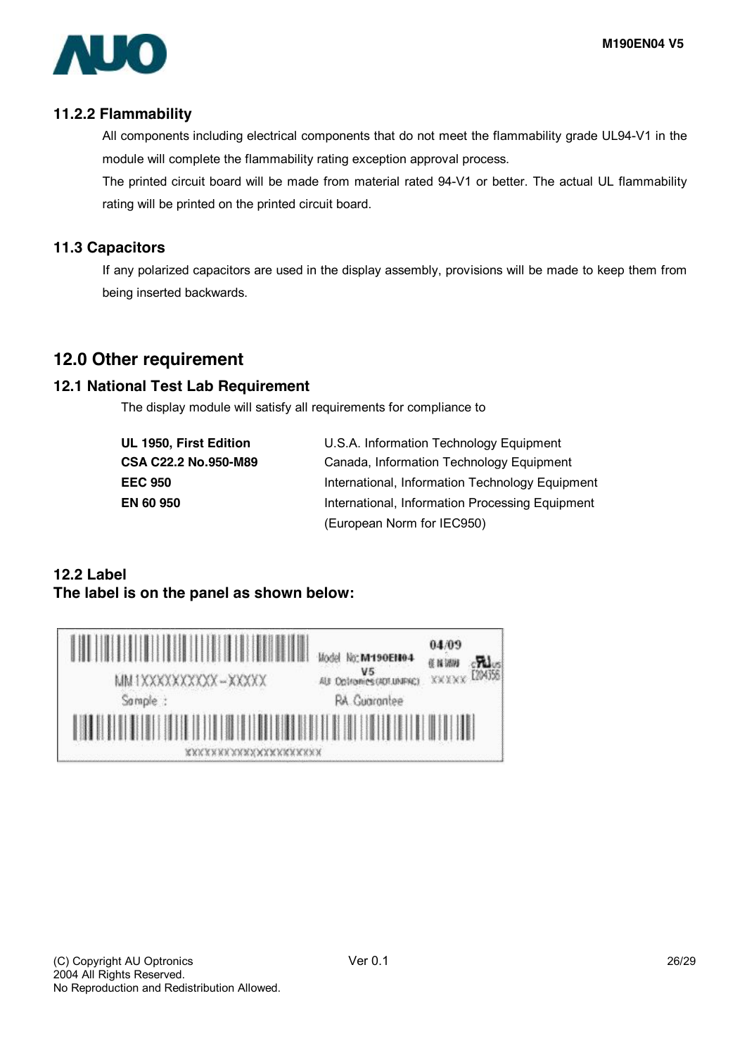### 11.2.2 Flammability

All components including electrical components that do not meet the flammability grade UL94-V1 in the module will complete the flammability rating exception approval process.

The printed circuit board will be made from material rated 94-V1 or better. The actual UL flammability rating will be printed on the printed circuit board.

## 11.3 Capacitors

If any polarized capacitors are used in the display assembly, provisions will be made to keep them from being inserted backwards.

# 12.0 Other requirement

## 12.1 National Test Lab Requirement

The display module will satisfy all requirements for compliance to

| | |
|---|---|
| **UL 1950, First Edition** | U.S.A. Information Technology Equipment |
| **CSA C22.2 No.950-M89** | Canada, Information Technology Equipment |
| **EEC 950** | International, Information Technology Equipment |
| **EN 60 950** | International, Information Processing Equipment (European Norm for IEC950) |

## 12.2 Label

**The label is on the panel as shown below:**

MM1XXXXXXXXXX-XXXXX

Sample :

Model No: M190EN04 V5

AU Optronics (AOT.UNPAC)

RA Guarantee

04/09

XXXXX

E204356

XXXXXXXXXXXXXXXXXXXXX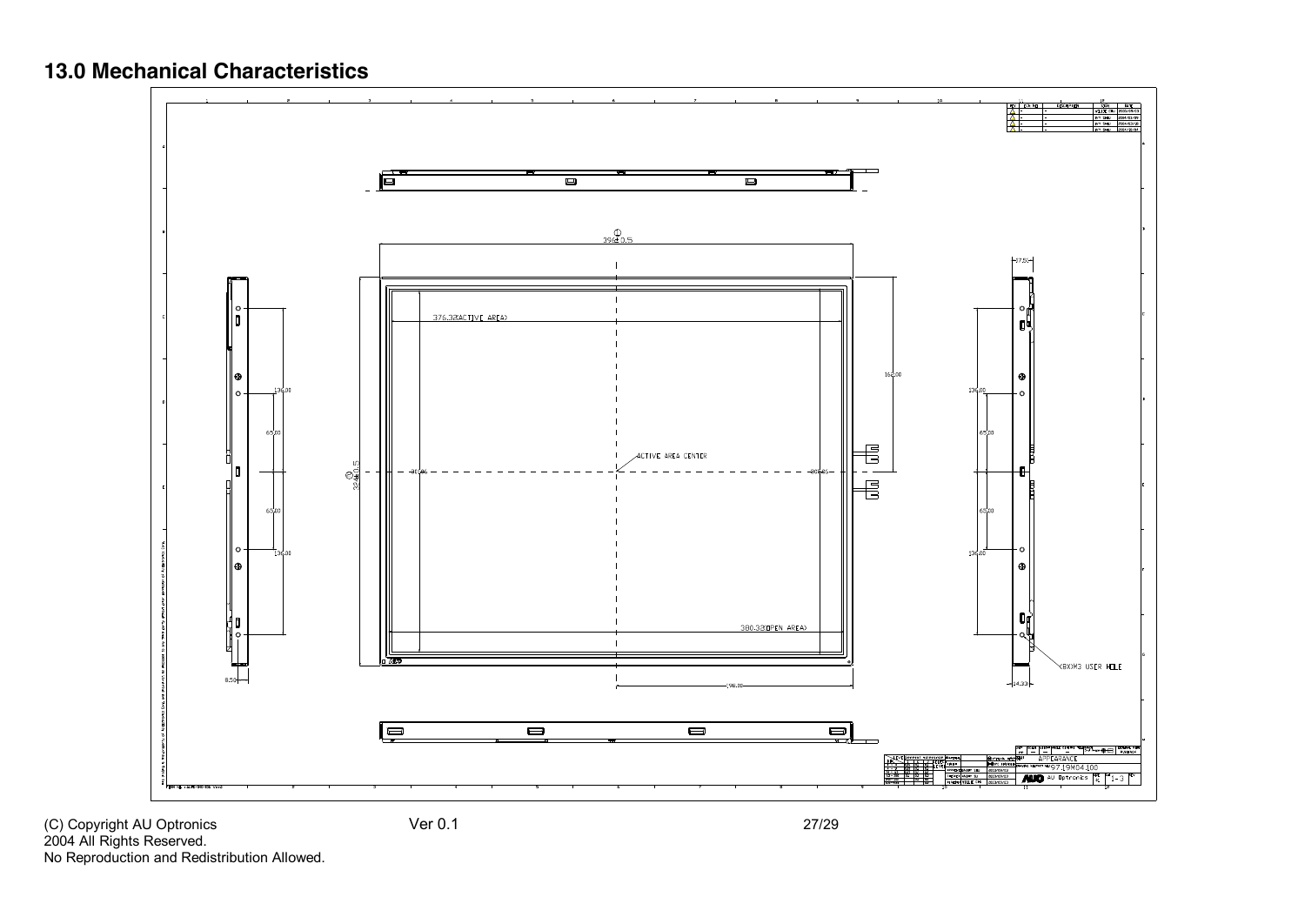## 13.0 Mechanical Characteristics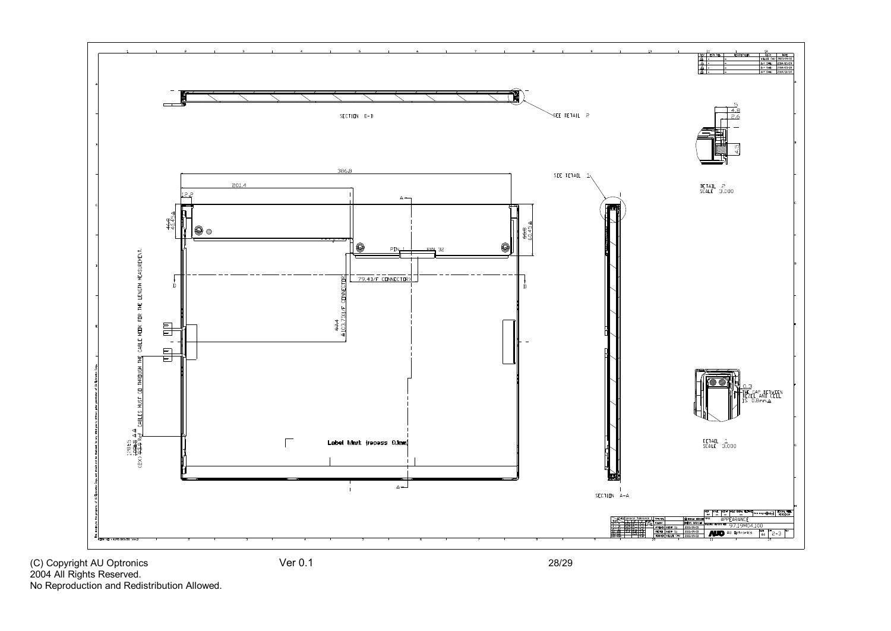SECTION D-D

SEE DETAIL 2

DETAIL 2
SCALE 3.000

SEE DETAIL 1

386.8

201.4

12.2

A

PIN 1 PIN 32

79.4 I/F CONNECTOR

D

D

CABLES MUST GO THROUGH THE CABLE HOOK FOR THE LENGTH MEASUREMENT.

Label Mark (recess 0.1mm)

A

THE GAP BETWEEN BEZEL AND CELL IS 0.8mm

DETAIL 1
SCALE 3.000

SECTION A-A

APPEARANCE

97.19M04.100

AU Optronics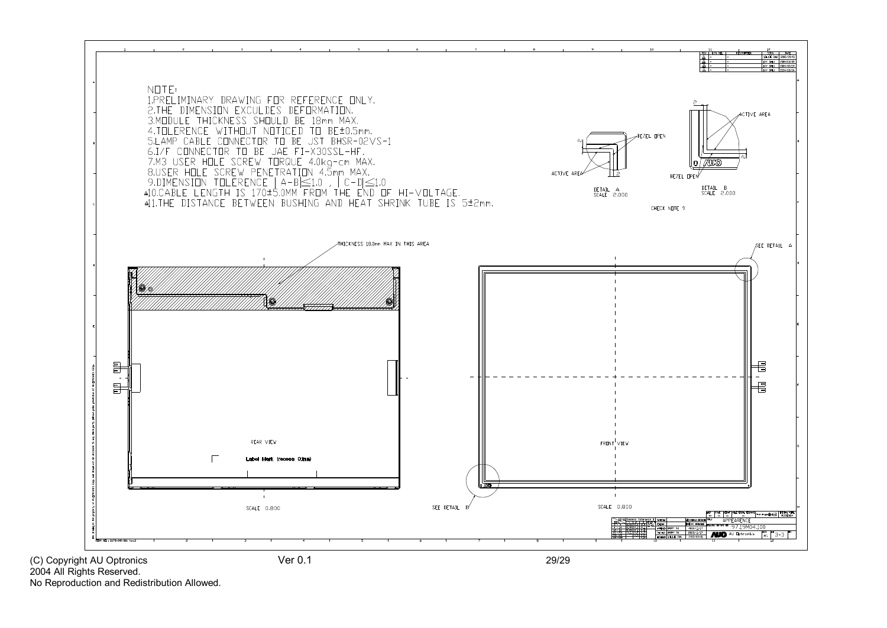NOTE:

1. PRELIMINARY DRAWING FOR REFERENCE ONLY.
2. THE DIMENSION EXCULDES DEFORMATION.
3. MODULE THICKNESS SHOULD BE 18mm MAX.
4. TOLERENCE WITHOUT NOTICED TO BE±0.5mm.
5. LAMP CABLE CONNECTOR TO BE JST BHSR-02VS-1
6. I/F CONNECTOR TO BE JAE FI-X30SSL-HF.
7. M3 USER HOLE SCREW TORQUE 4.0kg-cm MAX.
8. USER HOLE SCREW PENETRATION 4.5mm MAX.
9. DIMENSION TOLERENCE | A-B|≤1.0 , | C-D|≤1.0
10. CABLE LENGTH IS 170±5.0MM FROM THE END OF HI-VOLTAGE.
11. THE DISTANCE BETWEEN BUSHING AND HEAT SHRINK TUBE IS 5±2mm.

BEZEL OPEN

ACTIVE AREA

DETAIL A
SCALE 2.000

ACTIVE AREA

BEZEL OPEN

DETAIL B
SCALE 2.000

CHECK NOTE 9

THICKNESS 18.0mm MAX IN THIS AREA

SEE DETAIL A

REAR VIEW

Label Mark (recess 0.0mm)

SCALE 0.800

SEE DETAIL B

FRONT VIEW

SCALE 0.800

APPEARANCE

97.19M04.100

AU Optronics

3-3

(C) Copyright AU Optronics
2004 All Rights Reserved.
No Reproduction and Redistribution Allowed.

Ver 0.1